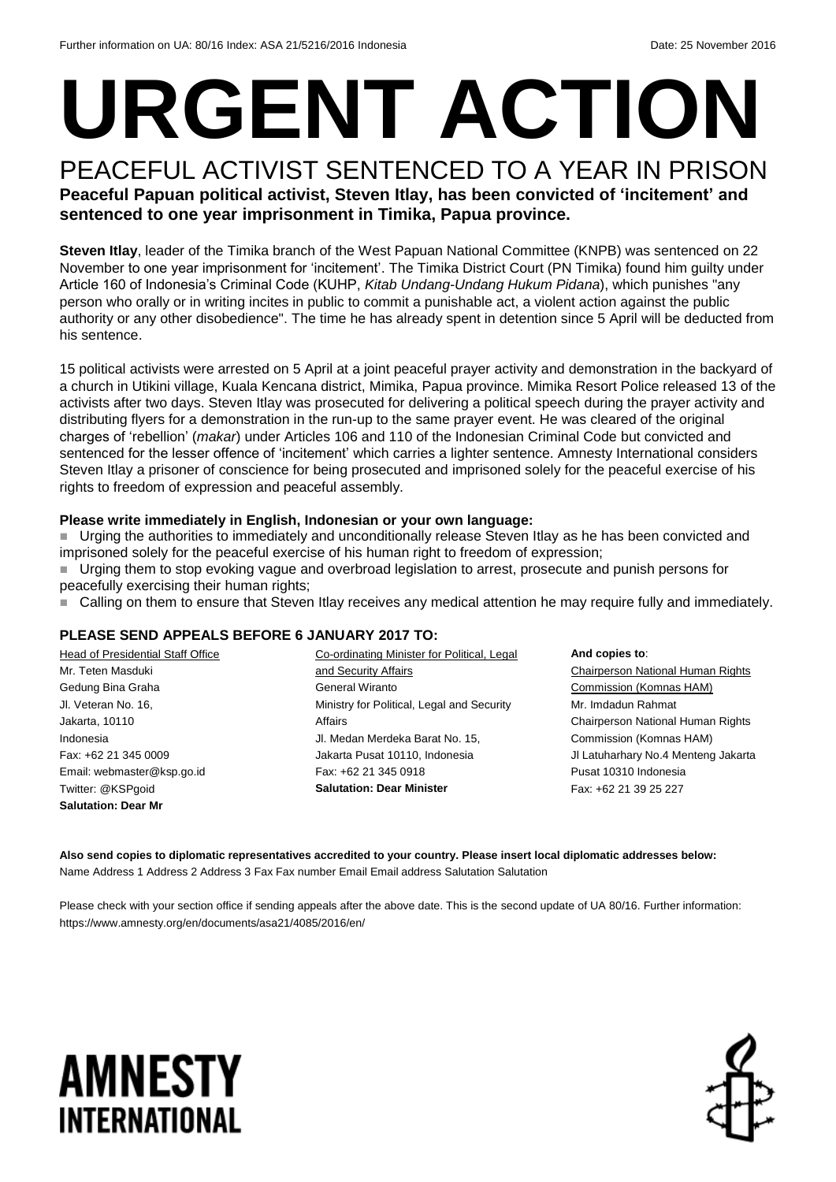Further information on UA: 80/16 Index: ASA 21/5216/2016 Indonesia Date: 25 November 2016

# URGENT ACTION

## PEACEFUL ACTIVIST SENTENCED TO A YEAR IN PRISON

**Peaceful Papuan political activist, Steven Itlay, has been convicted of 'incitement' and sentenced to one year imprisonment in Timika, Papua province.**

**Steven Itlay**, leader of the Timika branch of the West Papuan National Committee (KNPB) was sentenced on 22 November to one year imprisonment for 'incitement'. The Timika District Court (PN Timika) found him guilty under Article 160 of Indonesia's Criminal Code (KUHP, *Kitab Undang-Undang Hukum Pidana*), which punishes "any person who orally or in writing incites in public to commit a punishable act, a violent action against the public authority or any other disobedience". The time he has already spent in detention since 5 April will be deducted from his sentence.

15 political activists were arrested on 5 April at a joint peaceful prayer activity and demonstration in the backyard of a church in Utikini village, Kuala Kencana district, Mimika, Papua province. Mimika Resort Police released 13 of the activists after two days. Steven Itlay was prosecuted for delivering a political speech during the prayer activity and distributing flyers for a demonstration in the run-up to the same prayer event. He was cleared of the original charges of 'rebellion' (*makar*) under Articles 106 and 110 of the Indonesian Criminal Code but convicted and sentenced for the lesser offence of 'incitement' which carries a lighter sentence. Amnesty International considers Steven Itlay a prisoner of conscience for being prosecuted and imprisoned solely for the peaceful exercise of his rights to freedom of expression and peaceful assembly.

**Please write immediately in English, Indonesian or your own language:**

- Urging the authorities to immediately and unconditionally release Steven Itlay as he has been convicted and imprisoned solely for the peaceful exercise of his human right to freedom of expression;
- Urging them to stop evoking vague and overbroad legislation to arrest, prosecute and punish persons for peacefully exercising their human rights;
- Calling on them to ensure that Steven Itlay receives any medical attention he may require fully and immediately.

### PLEASE SEND APPEALS BEFORE 6 JANUARY 2017 TO:

Head of Presidential Staff Office
Mr. Teten Masduki
Gedung Bina Graha
Jl. Veteran No. 16,
Jakarta, 10110
Indonesia
Fax: +62 21 345 0009
Email: webmaster@ksp.go.id
Twitter: @KSPgoid
**Salutation: Dear Mr**

Co-ordinating Minister for Political, Legal and Security Affairs
General Wiranto
Ministry for Political, Legal and Security Affairs
Jl. Medan Merdeka Barat No. 15,
Jakarta Pusat 10110, Indonesia
Fax: +62 21 345 0918
**Salutation: Dear Minister**

**And copies to**:
Chairperson National Human Rights Commission (Komnas HAM)
Mr. Imdadun Rahmat
Chairperson National Human Rights Commission (Komnas HAM)
Jl Latuharhary No.4 Menteng Jakarta Pusat 10310 Indonesia
Fax: +62 21 39 25 227

**Also send copies to diplomatic representatives accredited to your country. Please insert local diplomatic addresses below:**
Name Address 1 Address 2 Address 3 Fax Fax number Email Email address Salutation Salutation

Please check with your section office if sending appeals after the above date. This is the second update of UA 80/16. Further information: https://www.amnesty.org/en/documents/asa21/4085/2016/en/

AMNESTY INTERNATIONAL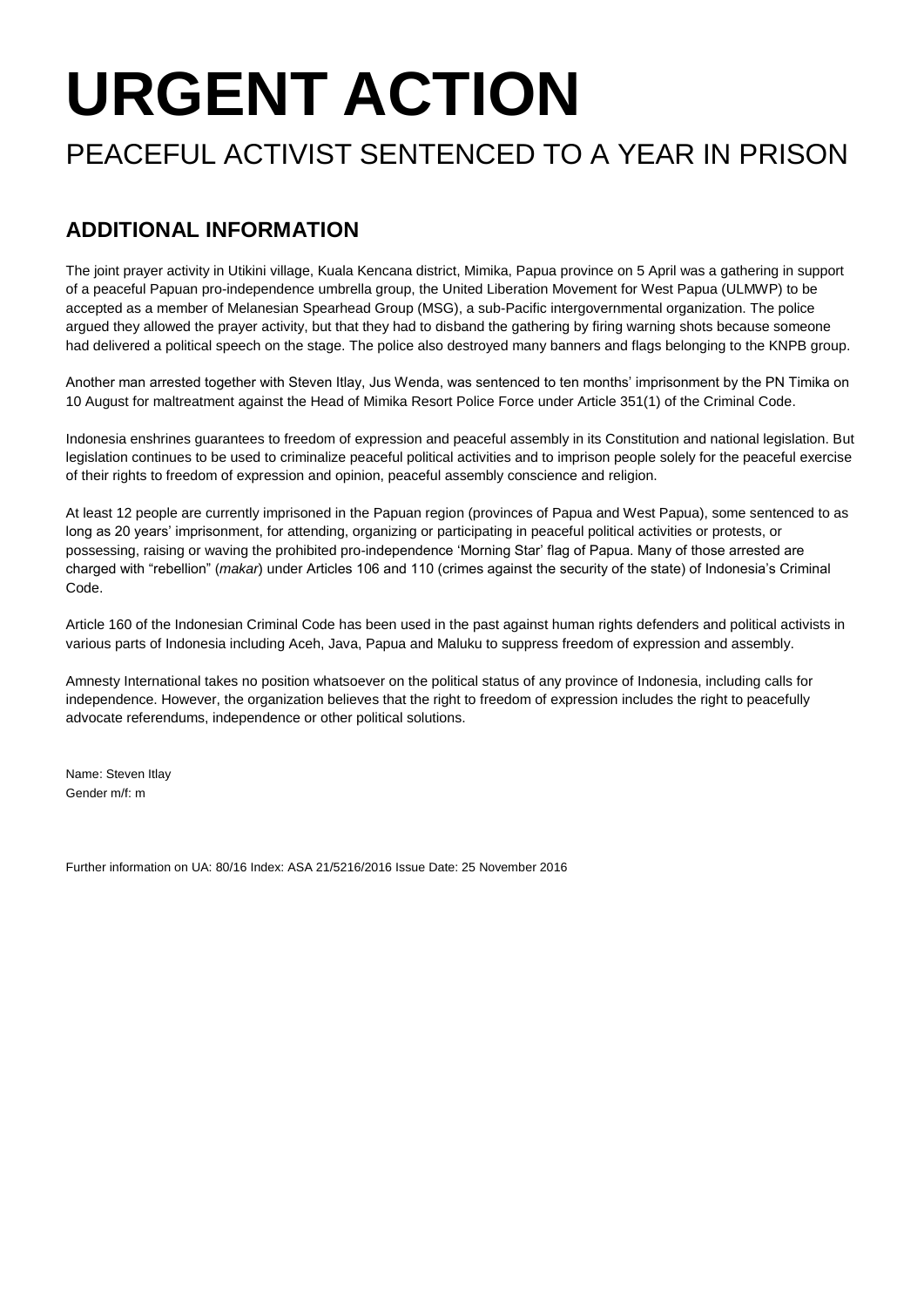# URGENT ACTION

PEACEFUL ACTIVIST SENTENCED TO A YEAR IN PRISON

## ADDITIONAL INFORMATION

The joint prayer activity in Utikini village, Kuala Kencana district, Mimika, Papua province on 5 April was a gathering in support of a peaceful Papuan pro-independence umbrella group, the United Liberation Movement for West Papua (ULMWP) to be accepted as a member of Melanesian Spearhead Group (MSG), a sub-Pacific intergovernmental organization. The police argued they allowed the prayer activity, but that they had to disband the gathering by firing warning shots because someone had delivered a political speech on the stage. The police also destroyed many banners and flags belonging to the KNPB group.

Another man arrested together with Steven Itlay, Jus Wenda, was sentenced to ten months' imprisonment by the PN Timika on 10 August for maltreatment against the Head of Mimika Resort Police Force under Article 351(1) of the Criminal Code.

Indonesia enshrines guarantees to freedom of expression and peaceful assembly in its Constitution and national legislation. But legislation continues to be used to criminalize peaceful political activities and to imprison people solely for the peaceful exercise of their rights to freedom of expression and opinion, peaceful assembly conscience and religion.

At least 12 people are currently imprisoned in the Papuan region (provinces of Papua and West Papua), some sentenced to as long as 20 years' imprisonment, for attending, organizing or participating in peaceful political activities or protests, or possessing, raising or waving the prohibited pro-independence 'Morning Star' flag of Papua. Many of those arrested are charged with "rebellion" (*makar*) under Articles 106 and 110 (crimes against the security of the state) of Indonesia's Criminal Code.

Article 160 of the Indonesian Criminal Code has been used in the past against human rights defenders and political activists in various parts of Indonesia including Aceh, Java, Papua and Maluku to suppress freedom of expression and assembly.

Amnesty International takes no position whatsoever on the political status of any province of Indonesia, including calls for independence. However, the organization believes that the right to freedom of expression includes the right to peacefully advocate referendums, independence or other political solutions.

Name: Steven Itlay
Gender m/f: m

Further information on UA: 80/16 Index: ASA 21/5216/2016 Issue Date: 25 November 2016